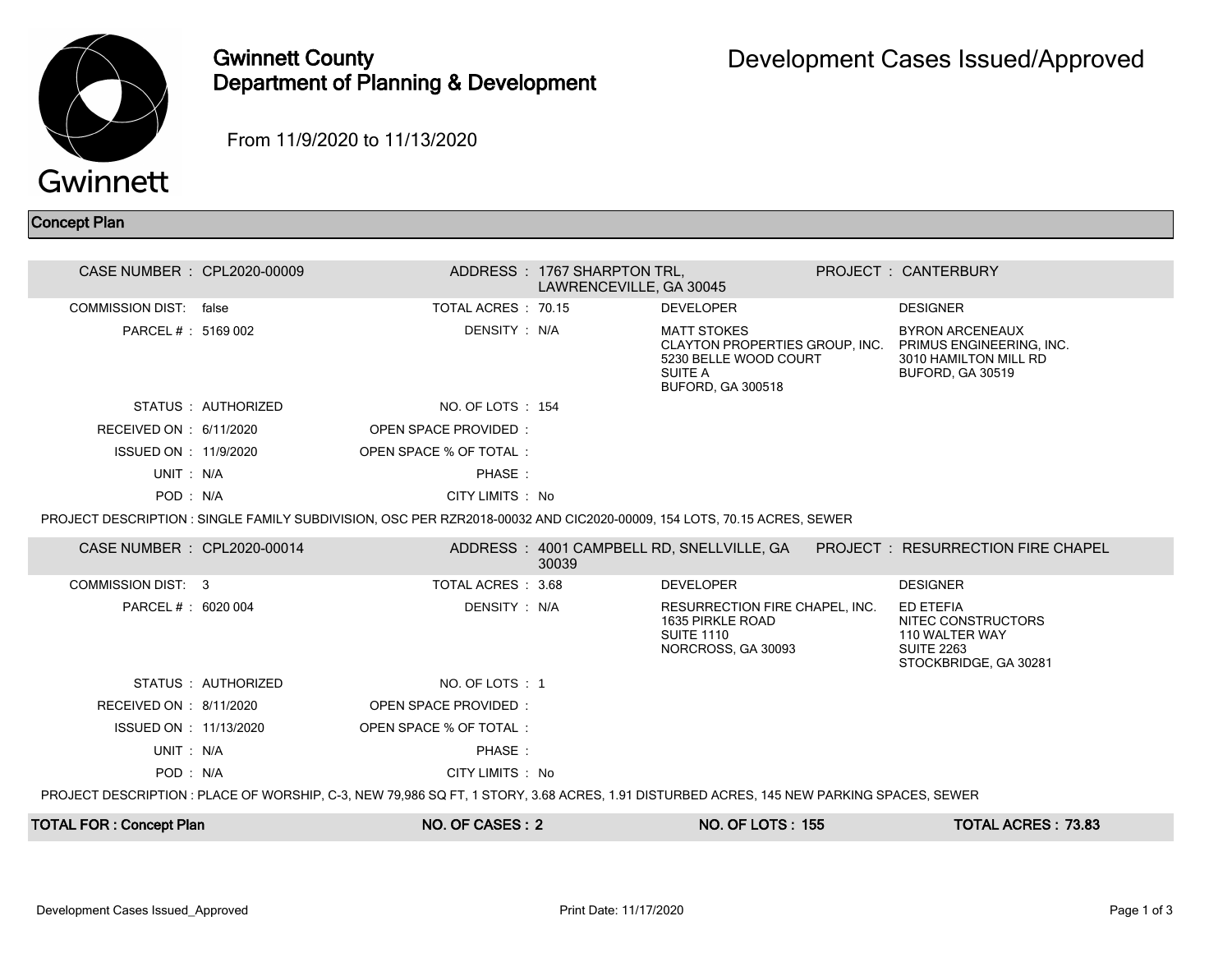# Gwinnett County Department of Planning & Development

## Development Cases Issued/Approved

From 11/9/2020 to 11/13/2020

### Concept Plan

**CASE NUMBER :** CPL2020-00009
**ADDRESS :** 1767 SHARPTON TRL, LAWRENCEVILLE, GA 30045
**PROJECT :** CANTERBURY

| | | | |
|---|---|---|---|
| COMMISSION DIST: false | TOTAL ACRES : 70.15 | DEVELOPER | DESIGNER |
| PARCEL # : 5169 002 | DENSITY : N/A | MATT STOKES<br>CLAYTON PROPERTIES GROUP, INC.<br>5230 BELLE WOOD COURT<br>SUITE A<br>BUFORD, GA 300518 | BYRON ARCENEAUX<br>PRIMUS ENGINEERING, INC.<br>3010 HAMILTON MILL RD<br>BUFORD, GA 30519 |
| STATUS : AUTHORIZED | NO. OF LOTS : 154 | | |
| RECEIVED ON : 6/11/2020 | OPEN SPACE PROVIDED : | | |
| ISSUED ON : 11/9/2020 | OPEN SPACE % OF TOTAL : | | |
| UNIT : N/A | PHASE : | | |
| POD : N/A | CITY LIMITS : No | | |

PROJECT DESCRIPTION : SINGLE FAMILY SUBDIVISION, OSC PER RZR2018-00032 AND CIC2020-00009, 154 LOTS, 70.15 ACRES, SEWER

**CASE NUMBER :** CPL2020-00014
**ADDRESS :** 4001 CAMPBELL RD, SNELLVILLE, GA 30039
**PROJECT :** RESURRECTION FIRE CHAPEL

| | | | |
|---|---|---|---|
| COMMISSION DIST: 3 | TOTAL ACRES : 3.68 | DEVELOPER | DESIGNER |
| PARCEL # : 6020 004 | DENSITY : N/A | RESURRECTION FIRE CHAPEL, INC.<br>1635 PIRKLE ROAD<br>SUITE 1110<br>NORCROSS, GA 30093 | ED ETEFIA<br>NITEC CONSTRUCTORS<br>110 WALTER WAY<br>SUITE 2263<br>STOCKBRIDGE, GA 30281 |
| STATUS : AUTHORIZED | NO. OF LOTS : 1 | | |
| RECEIVED ON : 8/11/2020 | OPEN SPACE PROVIDED : | | |
| ISSUED ON : 11/13/2020 | OPEN SPACE % OF TOTAL : | | |
| UNIT : N/A | PHASE : | | |
| POD : N/A | CITY LIMITS : No | | |

PROJECT DESCRIPTION : PLACE OF WORSHIP, C-3, NEW 79,986 SQ FT, 1 STORY, 3.68 ACRES, 1.91 DISTURBED ACRES, 145 NEW PARKING SPACES, SEWER

| TOTAL FOR : Concept Plan | NO. OF CASES : 2 | NO. OF LOTS : 155 | TOTAL ACRES : 73.83 |
|---|---|---|---|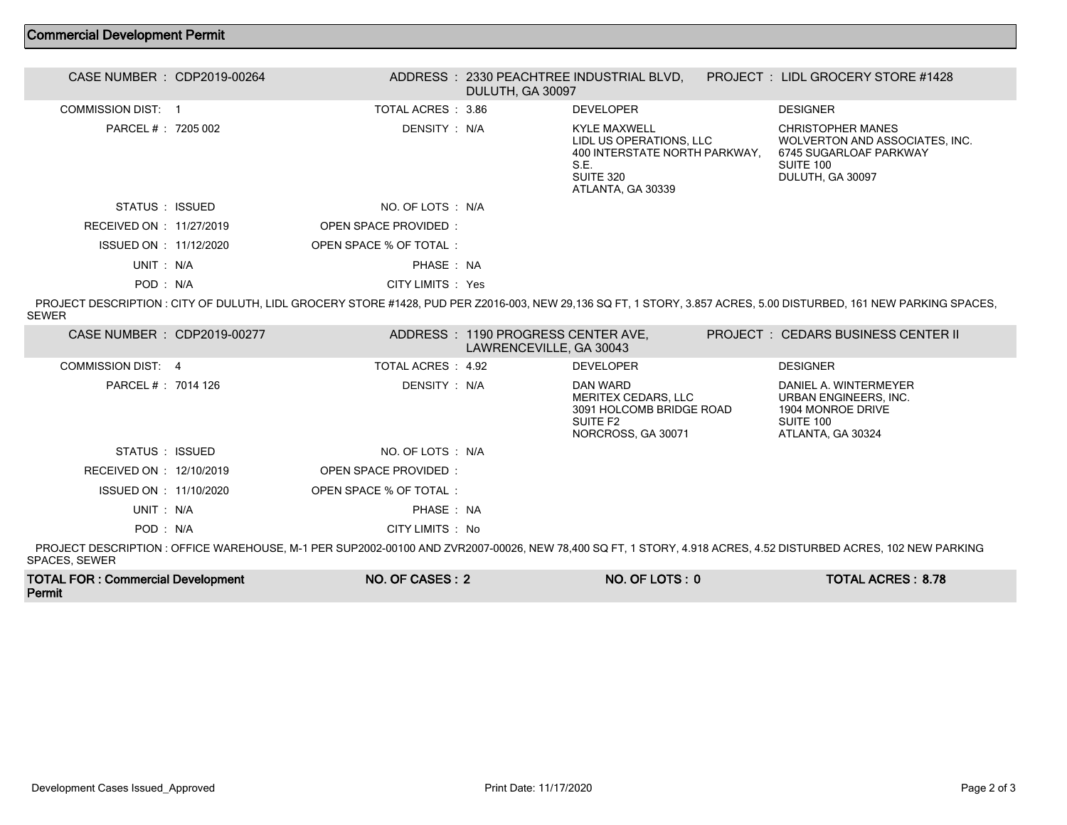## Commercial Development Permit

| | | | | | |
|---|---|---|---|---|---|
| CASE NUMBER : | CDP2019-00264 | ADDRESS : | 2330 PEACHTREE INDUSTRIAL BLVD, DULUTH, GA 30097 | PROJECT : | LIDL GROCERY STORE #1428 |
| COMMISSION DIST: | 1 | TOTAL ACRES : | 3.86 | DEVELOPER | DESIGNER |
| PARCEL # : | 7205 002 | DENSITY : | N/A | KYLE MAXWELL<br>LIDL US OPERATIONS, LLC<br>400 INTERSTATE NORTH PARKWAY, S.E.<br>SUITE 320<br>ATLANTA, GA 30339 | CHRISTOPHER MANES<br>WOLVERTON AND ASSOCIATES, INC.<br>6745 SUGARLOAF PARKWAY<br>SUITE 100<br>DULUTH, GA 30097 |
| STATUS : | ISSUED | NO. OF LOTS : | N/A | | |
| RECEIVED ON : | 11/27/2019 | OPEN SPACE PROVIDED : | | | |
| ISSUED ON : | 11/12/2020 | OPEN SPACE % OF TOTAL : | | | |
| UNIT : | N/A | PHASE : | NA | | |
| POD : | N/A | CITY LIMITS : | Yes | | |

PROJECT DESCRIPTION : CITY OF DULUTH, LIDL GROCERY STORE #1428, PUD PER Z2016-003, NEW 29,136 SQ FT, 1 STORY, 3.857 ACRES, 5.00 DISTURBED, 161 NEW PARKING SPACES, SEWER

| | | | | | |
|---|---|---|---|---|---|
| CASE NUMBER : | CDP2019-00277 | ADDRESS : | 1190 PROGRESS CENTER AVE, LAWRENCEVILLE, GA 30043 | PROJECT : | CEDARS BUSINESS CENTER II |
| COMMISSION DIST: | 4 | TOTAL ACRES : | 4.92 | DEVELOPER | DESIGNER |
| PARCEL # : | 7014 126 | DENSITY : | N/A | DAN WARD<br>MERITEX CEDARS, LLC<br>3091 HOLCOMB BRIDGE ROAD<br>SUITE F2<br>NORCROSS, GA 30071 | DANIEL A. WINTERMEYER<br>URBAN ENGINEERS, INC.<br>1904 MONROE DRIVE<br>SUITE 100<br>ATLANTA, GA 30324 |
| STATUS : | ISSUED | NO. OF LOTS : | N/A | | |
| RECEIVED ON : | 12/10/2019 | OPEN SPACE PROVIDED : | | | |
| ISSUED ON : | 11/10/2020 | OPEN SPACE % OF TOTAL : | | | |
| UNIT : | N/A | PHASE : | NA | | |
| POD : | N/A | CITY LIMITS : | No | | |

PROJECT DESCRIPTION : OFFICE WAREHOUSE, M-1 PER SUP2002-00100 AND ZVR2007-00026, NEW 78,400 SQ FT, 1 STORY, 4.918 ACRES, 4.52 DISTURBED ACRES, 102 NEW PARKING SPACES, SEWER

| TOTAL FOR : Commercial Development Permit | NO. OF CASES : 2 | NO. OF LOTS : 0 | TOTAL ACRES : 8.78 |
|---|---|---|---|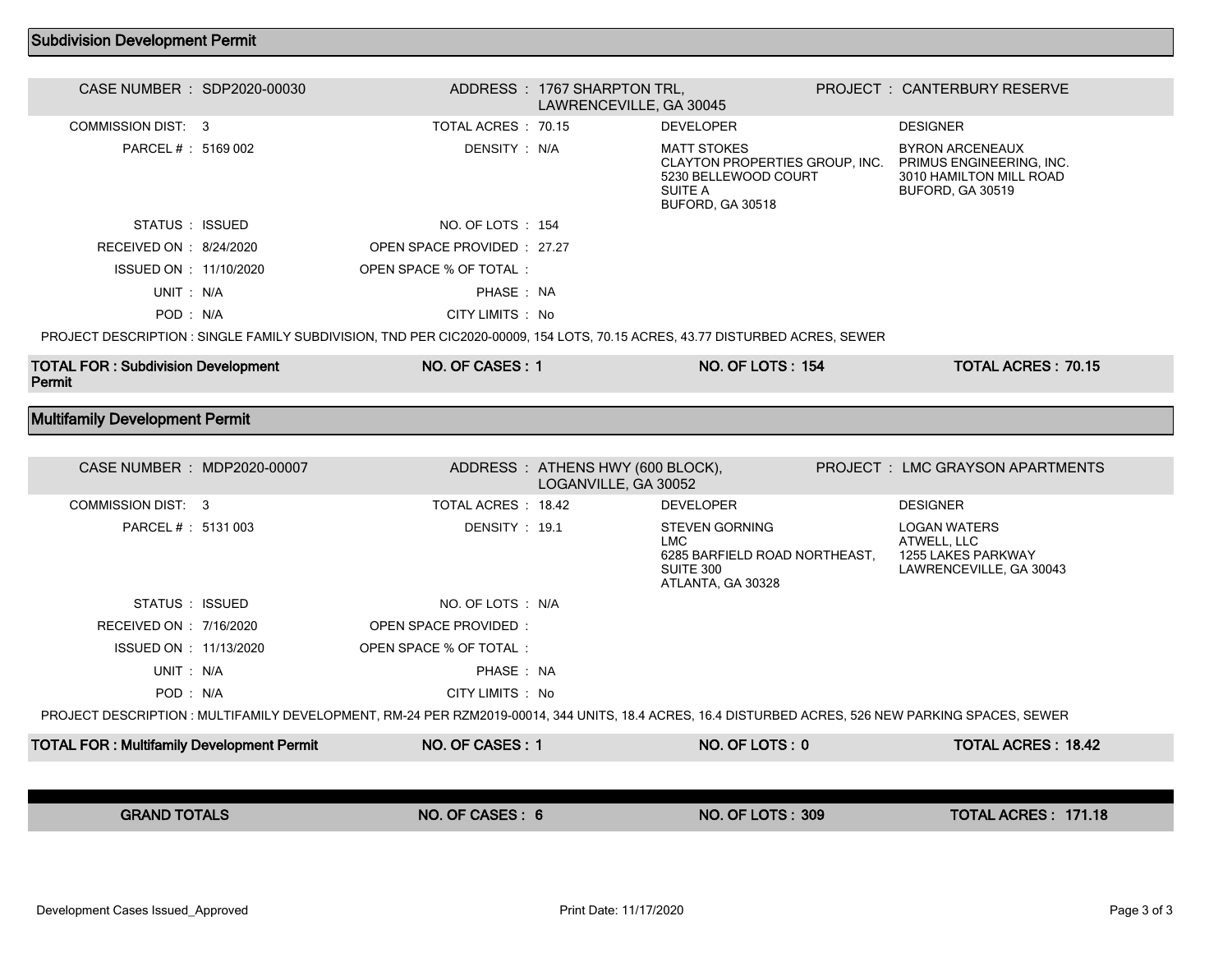## Subdivision Development Permit

| | | | | | | | |
|---|---|---|---|---|---|---|---|
| CASE NUMBER : | SDP2020-00030 | ADDRESS : | 1767 SHARPTON TRL, LAWRENCEVILLE, GA 30045 | | PROJECT : | CANTERBURY RESERVE | |
| COMMISSION DIST: | 3 | TOTAL ACRES : | 70.15 | DEVELOPER | | DESIGNER | |
| PARCEL # : | 5169 002 | DENSITY : | N/A | MATT STOKES<br>CLAYTON PROPERTIES GROUP, INC.<br>5230 BELLEWOOD COURT<br>SUITE A<br>BUFORD, GA 30518 | | BYRON ARCENEAUX<br>PRIMUS ENGINEERING, INC.<br>3010 HAMILTON MILL ROAD<br>BUFORD, GA 30519 | |
| STATUS : | ISSUED | NO. OF LOTS : | 154 | | | | |
| RECEIVED ON : | 8/24/2020 | OPEN SPACE PROVIDED : | 27.27 | | | | |
| ISSUED ON : | 11/10/2020 | OPEN SPACE % OF TOTAL : | | | | | |
| UNIT : | N/A | PHASE : | NA | | | | |
| POD : | N/A | CITY LIMITS : | No | | | | |

PROJECT DESCRIPTION : SINGLE FAMILY SUBDIVISION, TND PER CIC2020-00009, 154 LOTS, 70.15 ACRES, 43.77 DISTURBED ACRES, SEWER

| | | | |
|---|---|---|---|
| **TOTAL FOR : Subdivision Development Permit** | **NO. OF CASES : 1** | **NO. OF LOTS : 154** | **TOTAL ACRES : 70.15** |

## Multifamily Development Permit

| | | | | | | | |
|---|---|---|---|---|---|---|---|
| CASE NUMBER : | MDP2020-00007 | ADDRESS : | ATHENS HWY (600 BLOCK), LOGANVILLE, GA 30052 | | PROJECT : | LMC GRAYSON APARTMENTS | |
| COMMISSION DIST: | 3 | TOTAL ACRES : | 18.42 | DEVELOPER | | DESIGNER | |
| PARCEL # : | 5131 003 | DENSITY : | 19.1 | STEVEN GORNING<br>LMC<br>6285 BARFIELD ROAD NORTHEAST,<br>SUITE 300<br>ATLANTA, GA 30328 | | LOGAN WATERS<br>ATWELL, LLC<br>1255 LAKES PARKWAY<br>LAWRENCEVILLE, GA 30043 | |
| STATUS : | ISSUED | NO. OF LOTS : | N/A | | | | |
| RECEIVED ON : | 7/16/2020 | OPEN SPACE PROVIDED : | | | | | |
| ISSUED ON : | 11/13/2020 | OPEN SPACE % OF TOTAL : | | | | | |
| UNIT : | N/A | PHASE : | NA | | | | |
| POD : | N/A | CITY LIMITS : | No | | | | |

PROJECT DESCRIPTION : MULTIFAMILY DEVELOPMENT, RM-24 PER RZM2019-00014, 344 UNITS, 18.4 ACRES, 16.4 DISTURBED ACRES, 526 NEW PARKING SPACES, SEWER

| | | | |
|---|---|---|---|
| **TOTAL FOR : Multifamily Development Permit** | **NO. OF CASES : 1** | **NO. OF LOTS : 0** | **TOTAL ACRES : 18.42** |

| | | | |
|---|---|---|---|
| **GRAND TOTALS** | **NO. OF CASES : 6** | **NO. OF LOTS : 309** | **TOTAL ACRES : 171.18** |